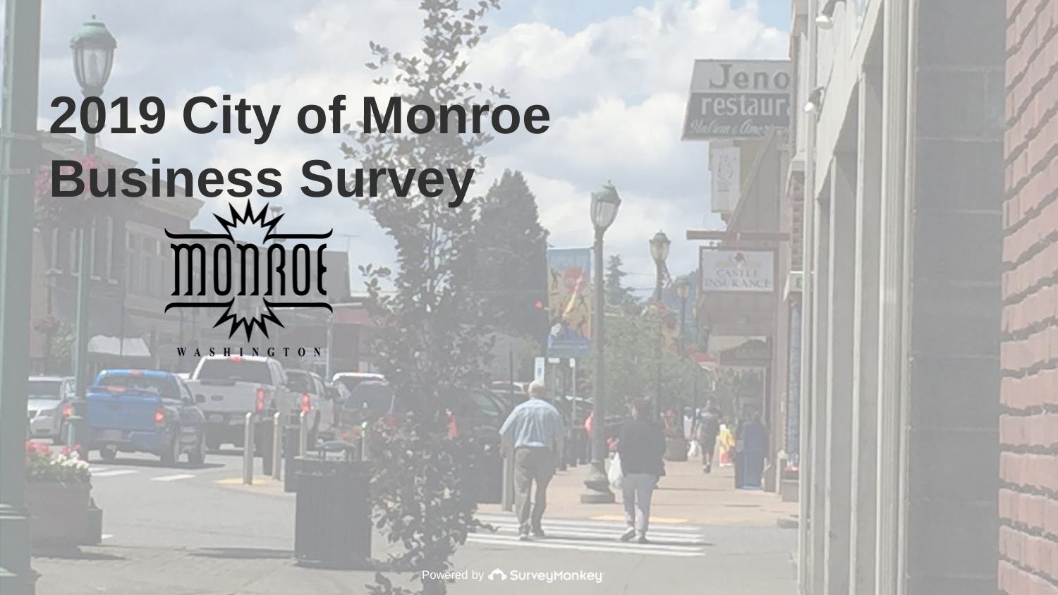# 2019 City of Monroe Business Survey

MONROE

WASHINGTON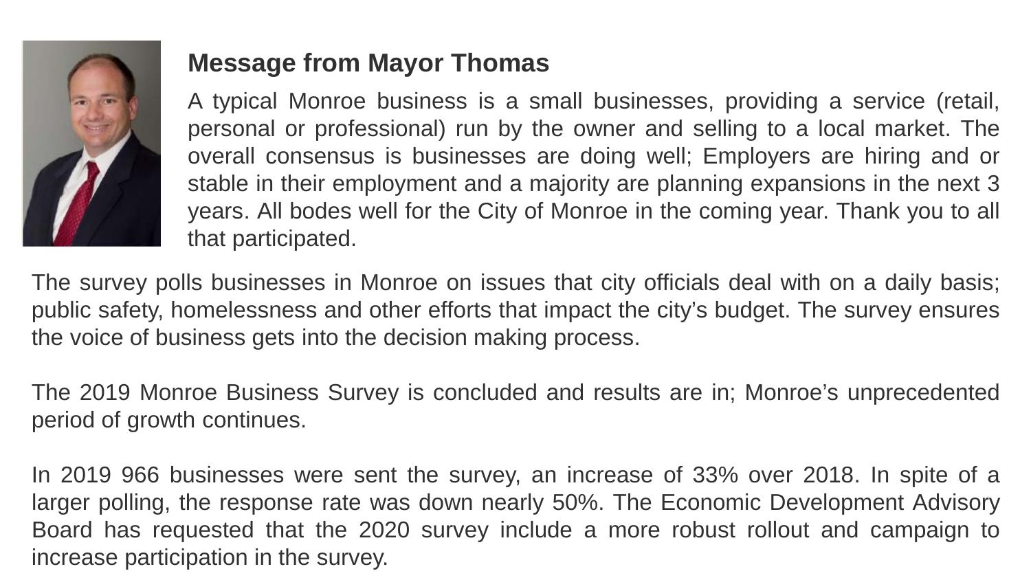### Message from Mayor Thomas

A typical Monroe business is a small businesses, providing a service (retail, personal or professional) run by the owner and selling to a local market. The overall consensus is businesses are doing well; Employers are hiring and or stable in their employment and a majority are planning expansions in the next 3 years. All bodes well for the City of Monroe in the coming year. Thank you to all that participated.

The survey polls businesses in Monroe on issues that city officials deal with on a daily basis; public safety, homelessness and other efforts that impact the city's budget. The survey ensures the voice of business gets into the decision making process.

The 2019 Monroe Business Survey is concluded and results are in; Monroe's unprecedented period of growth continues.

In 2019 966 businesses were sent the survey, an increase of 33% over 2018. In spite of a larger polling, the response rate was down nearly 50%. The Economic Development Advisory Board has requested that the 2020 survey include a more robust rollout and campaign to increase participation in the survey.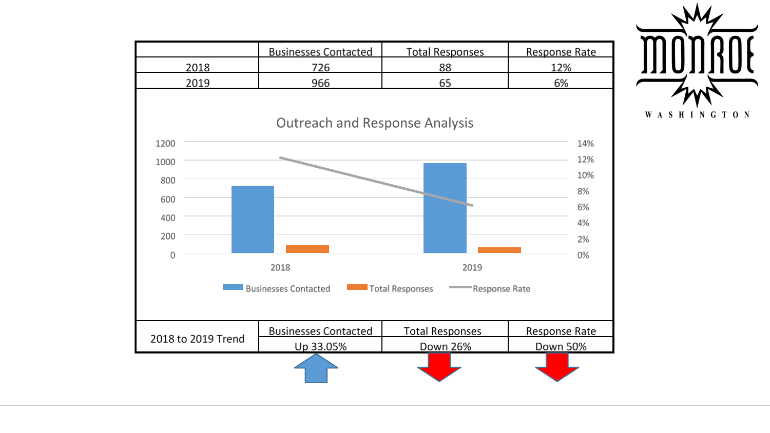| | Businesses Contacted | Total Responses | Response Rate |
|---|---|---|---|
| 2018 | 726 | 88 | 12% |
| 2019 | 966 | 65 | 6% |

## Outreach and Response Analysis

| 2018 to 2019 Trend | Businesses Contacted | Total Responses | Response Rate |
|---|---|---|---|
| | Up 33.05% | Down 26% | Down 50% |

MONROE
WASHINGTON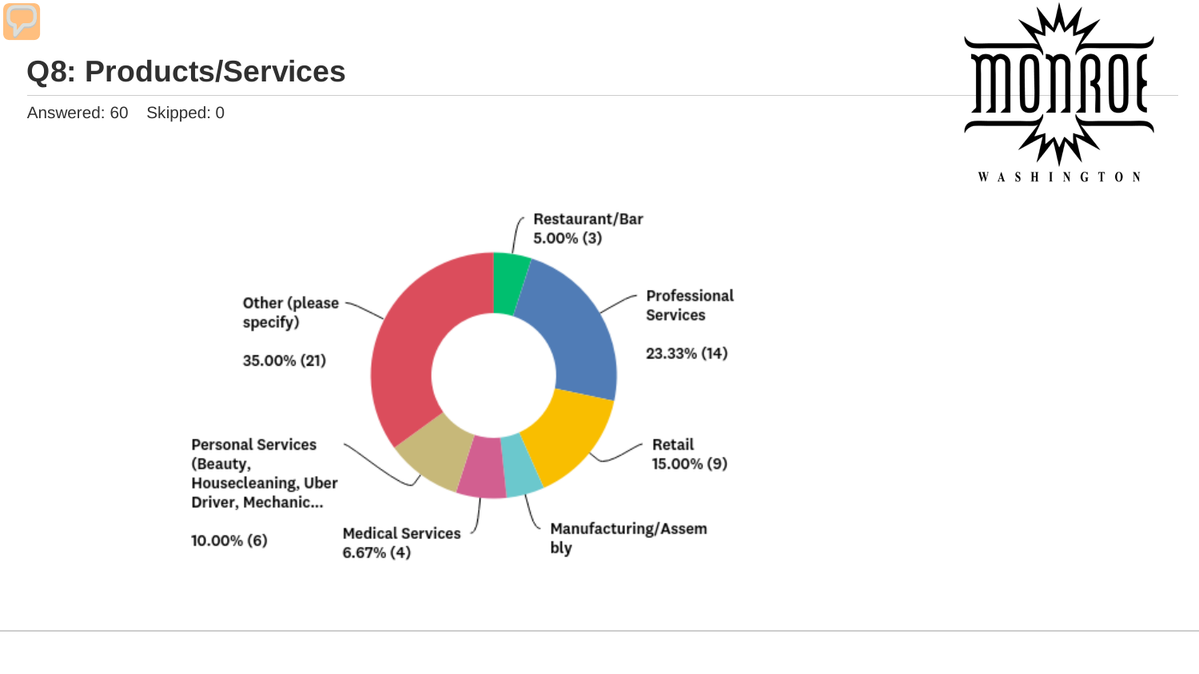## Q8: Products/Services

Answered: 60  Skipped: 0

Restaurant/Bar
5.00% (3)

Professional Services

23.33% (14)

Retail
15.00% (9)

Manufacturing/Assembly

Medical Services
6.67% (4)

Personal Services (Beauty, Housecleaning, Uber Driver, Mechanic...

10.00% (6)

Other (please specify)

35.00% (21)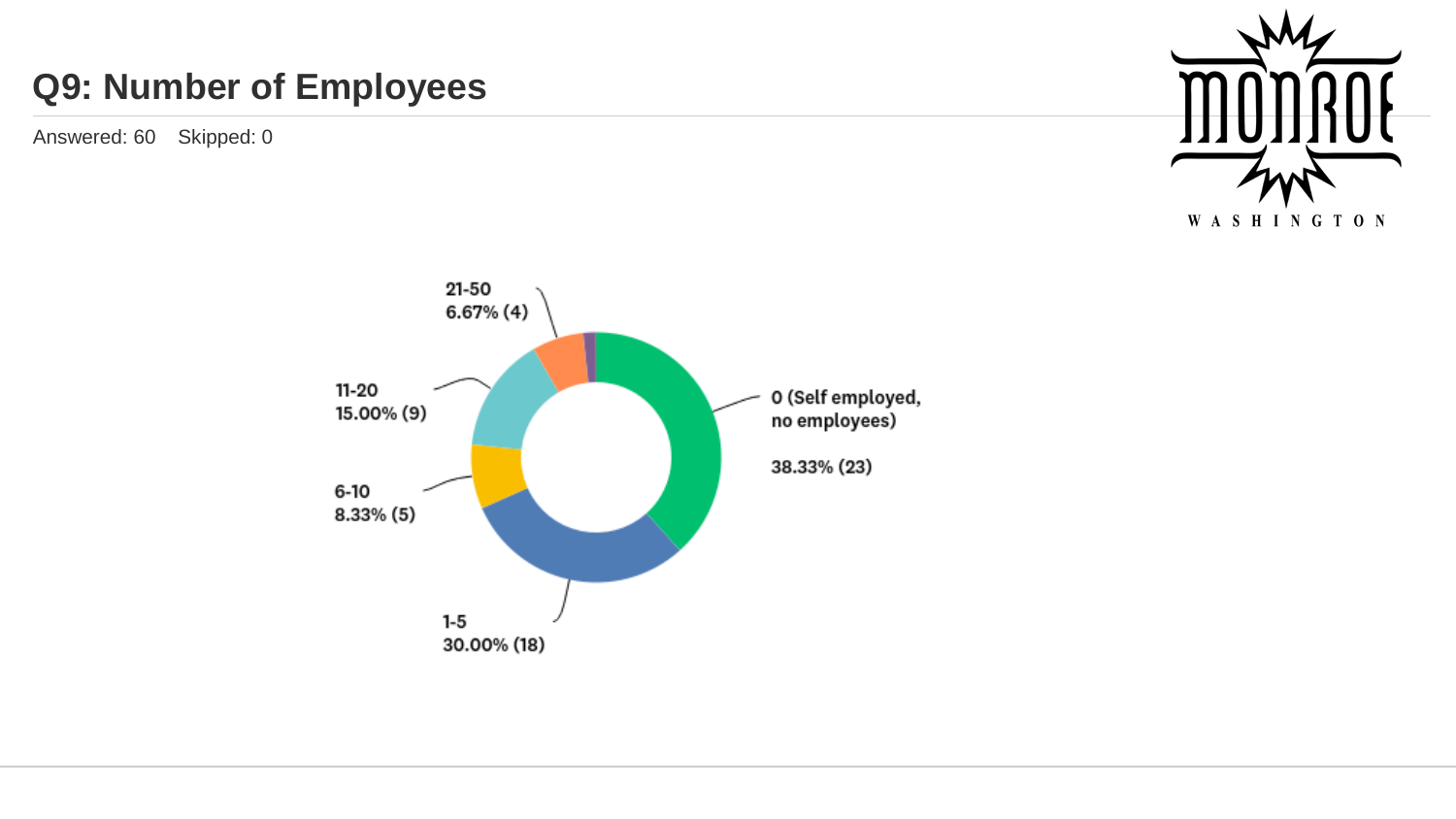## Q9: Number of Employees

Answered: 60    Skipped: 0

21-50
6.67% (4)

11-20
15.00% (9)

6-10
8.33% (5)

1-5
30.00% (18)

0 (Self employed, no employees)

38.33% (23)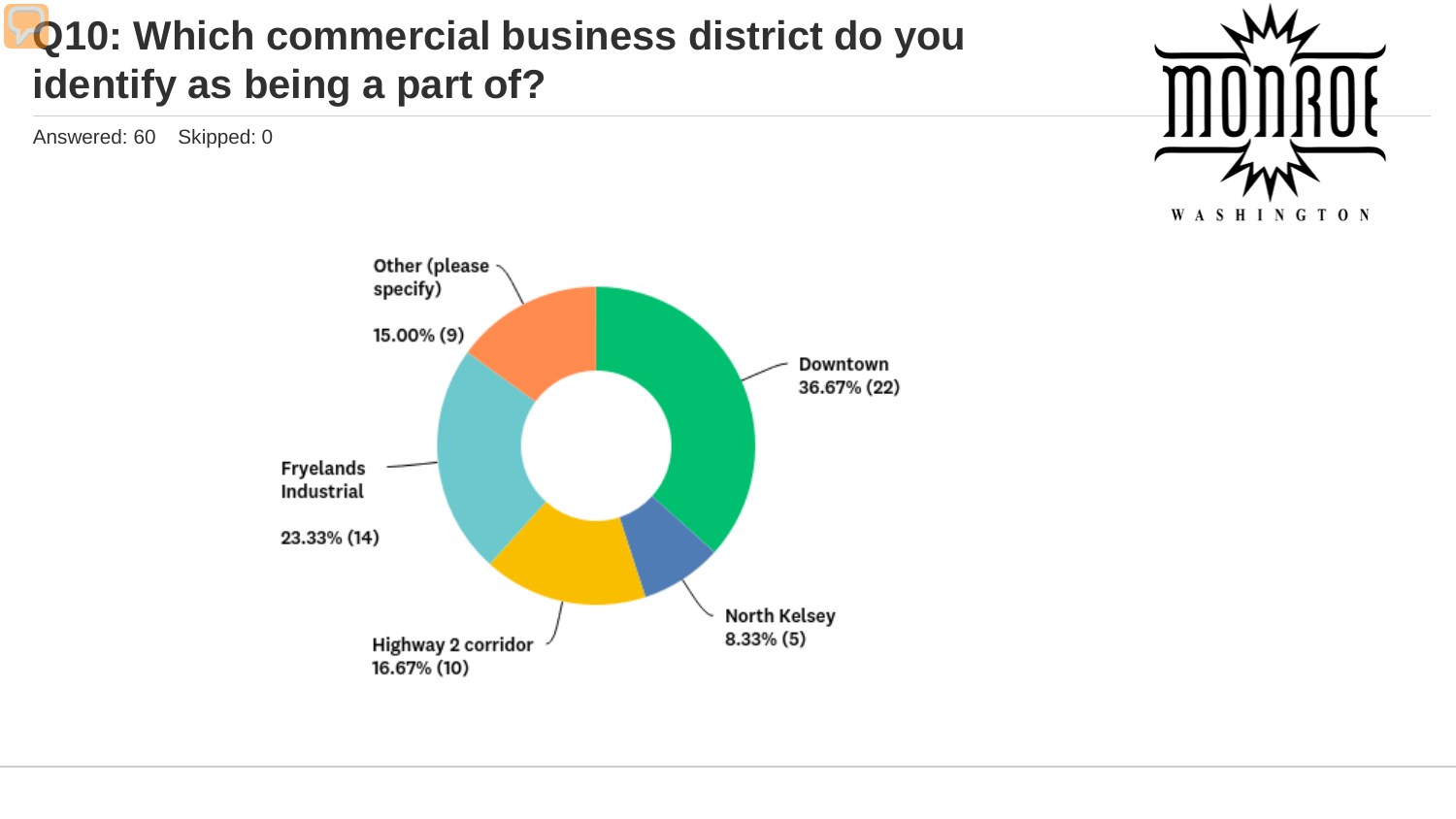# Q10: Which commercial business district do you identify as being a part of?

Answered: 60    Skipped: 0

| Response | Percentage | Count |
|---|---|---|
| Downtown | 36.67% | 22 |
| North Kelsey | 8.33% | 5 |
| Highway 2 corridor | 16.67% | 10 |
| Fryelands Industrial | 23.33% | 14 |
| Other (please specify) | 15.00% | 9 |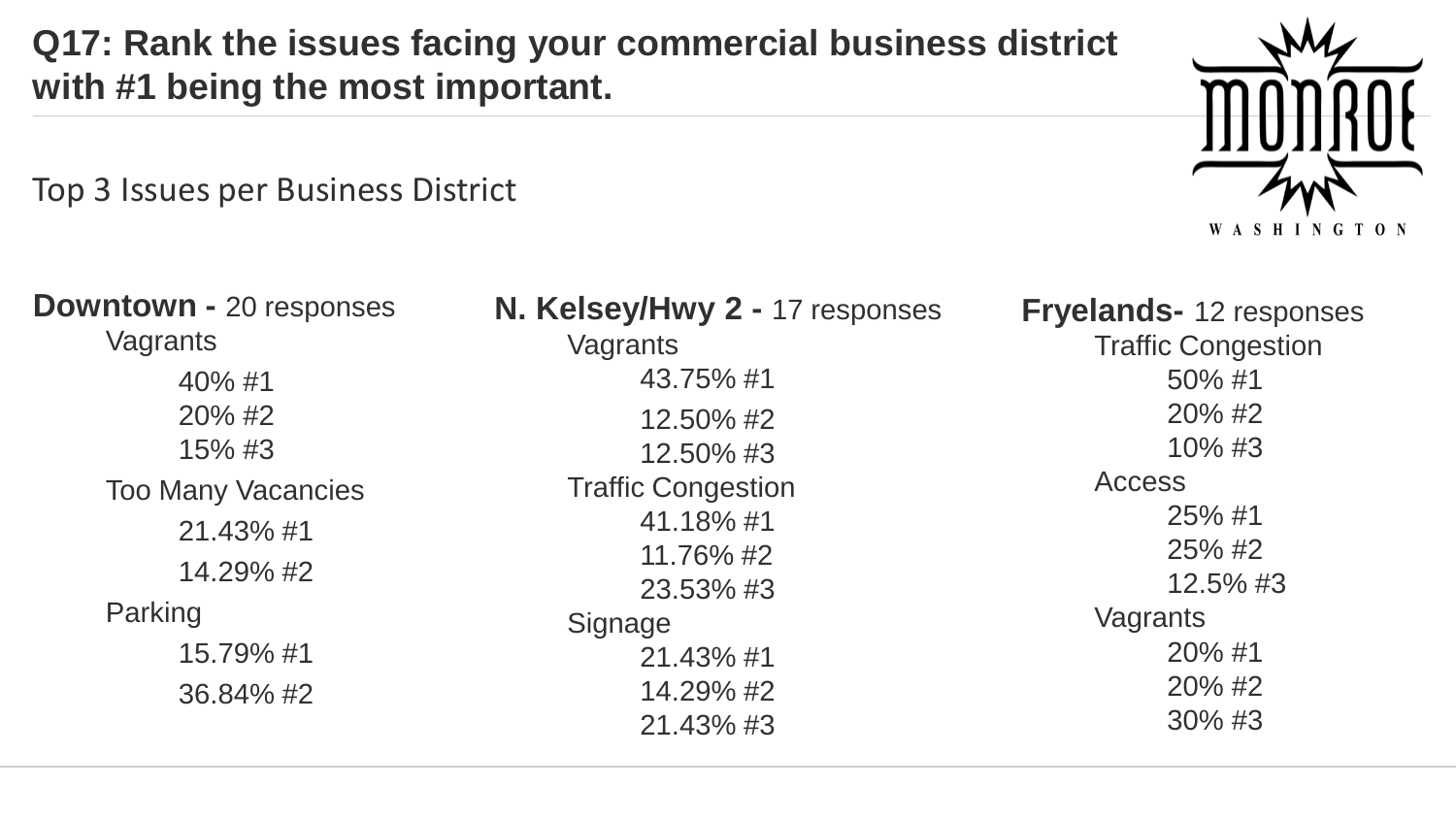# Q17: Rank the issues facing your commercial business district with #1 being the most important.

Top 3 Issues per Business District

**Downtown -** 20 responses

- Vagrants
  - 40% #1
  - 20% #2
  - 15% #3
- Too Many Vacancies
  - 21.43% #1
  - 14.29% #2
- Parking
  - 15.79% #1
  - 36.84% #2

**N. Kelsey/Hwy 2 -** 17 responses

- Vagrants
  - 43.75% #1
  - 12.50% #2
  - 12.50% #3
- Traffic Congestion
  - 41.18% #1
  - 11.76% #2
  - 23.53% #3
- Signage
  - 21.43% #1
  - 14.29% #2
  - 21.43% #3

**Fryelands-** 12 responses

- Traffic Congestion
  - 50% #1
  - 20% #2
  - 10% #3
- Access
  - 25% #1
  - 25% #2
  - 12.5% #3
- Vagrants
  - 20% #1
  - 20% #2
  - 30% #3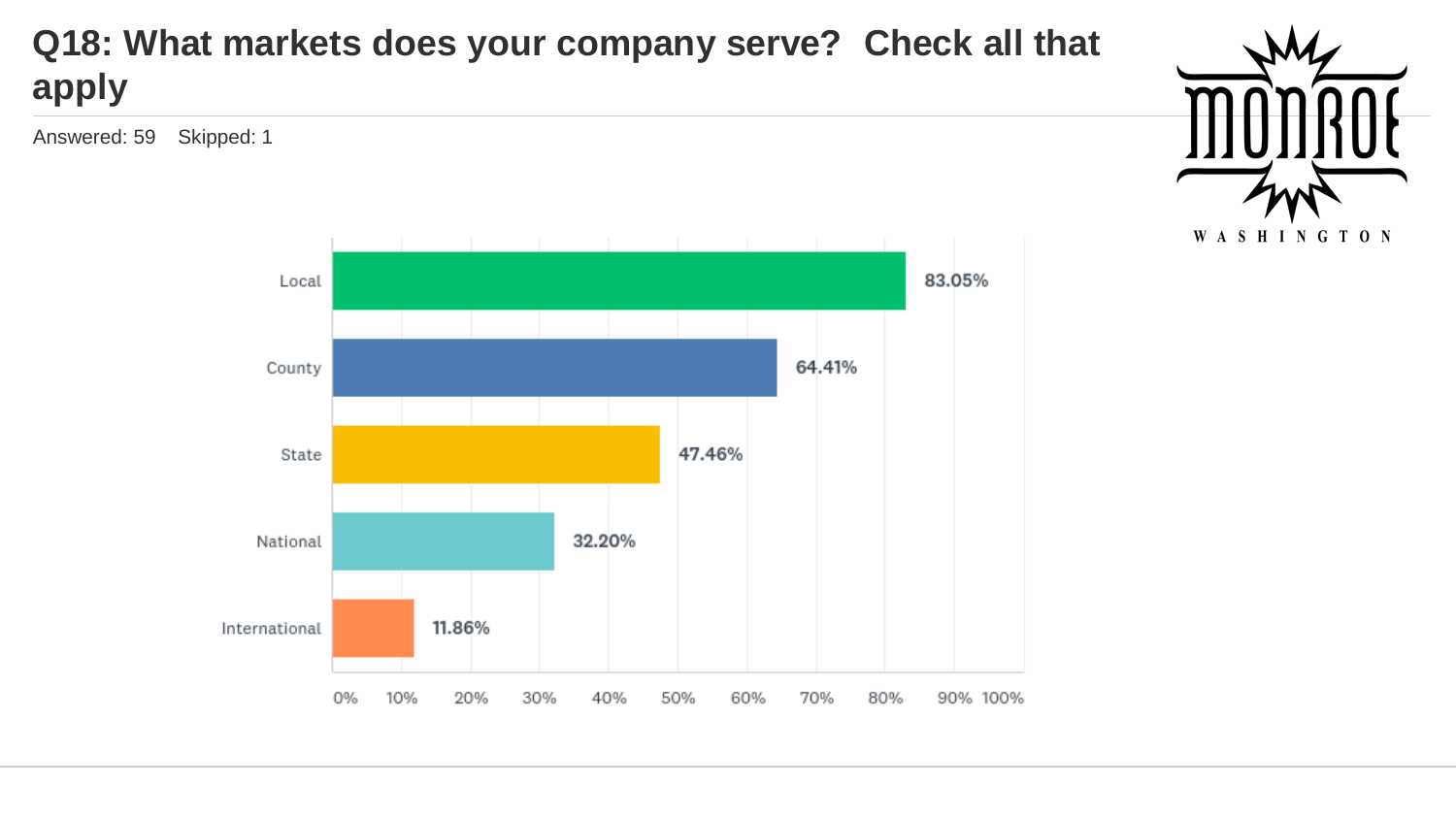# Q18: What markets does your company serve? Check all that apply

Answered: 59 Skipped: 1

| Market | Percentage |
|---|---|
| Local | 83.05% |
| County | 64.41% |
| State | 47.46% |
| National | 32.20% |
| International | 11.86% |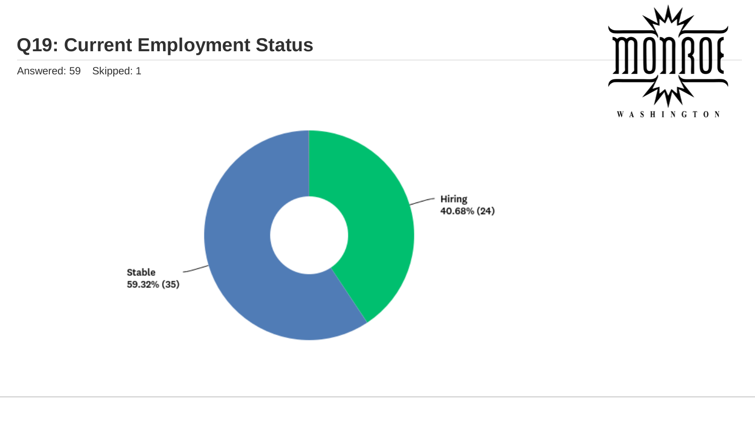# Q19: Current Employment Status

Answered: 59 Skipped: 1

Hiring
40.68% (24)

Stable
59.32% (35)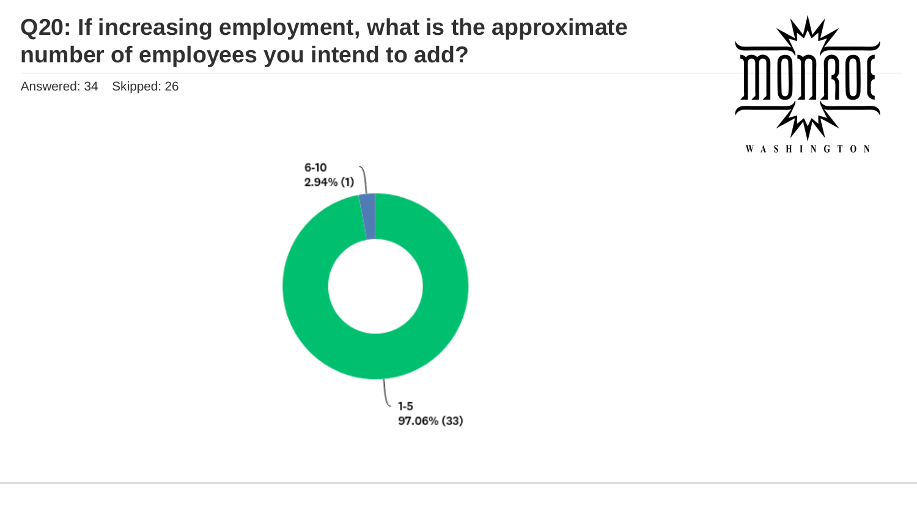# Q20: If increasing employment, what is the approximate number of employees you intend to add?

Answered: 34 Skipped: 26

6-10
2.94% (1)

1-5
97.06% (33)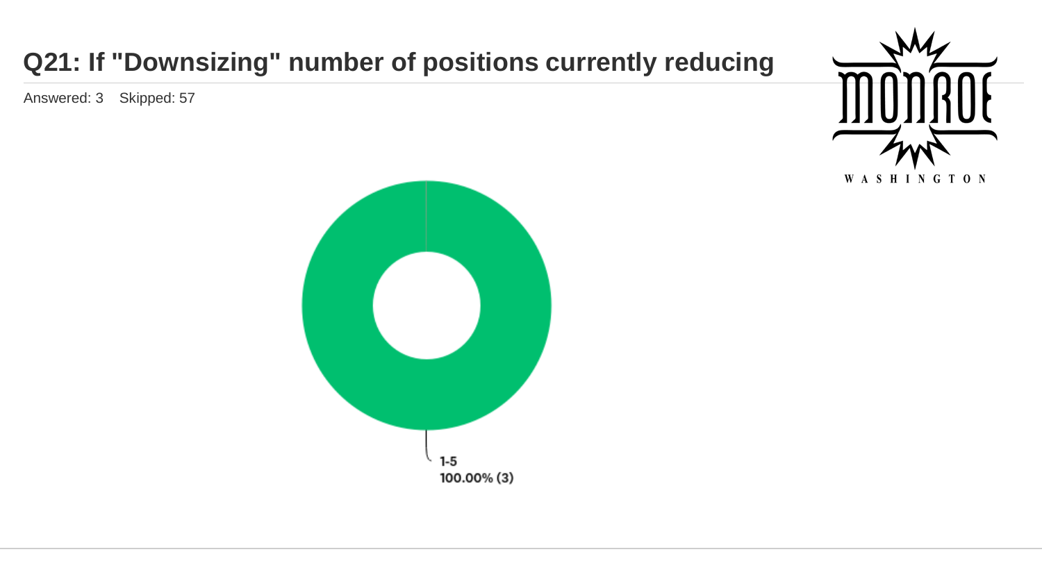## Q21: If "Downsizing" number of positions currently reducing

Answered: 3 Skipped: 57

1-5
100.00% (3)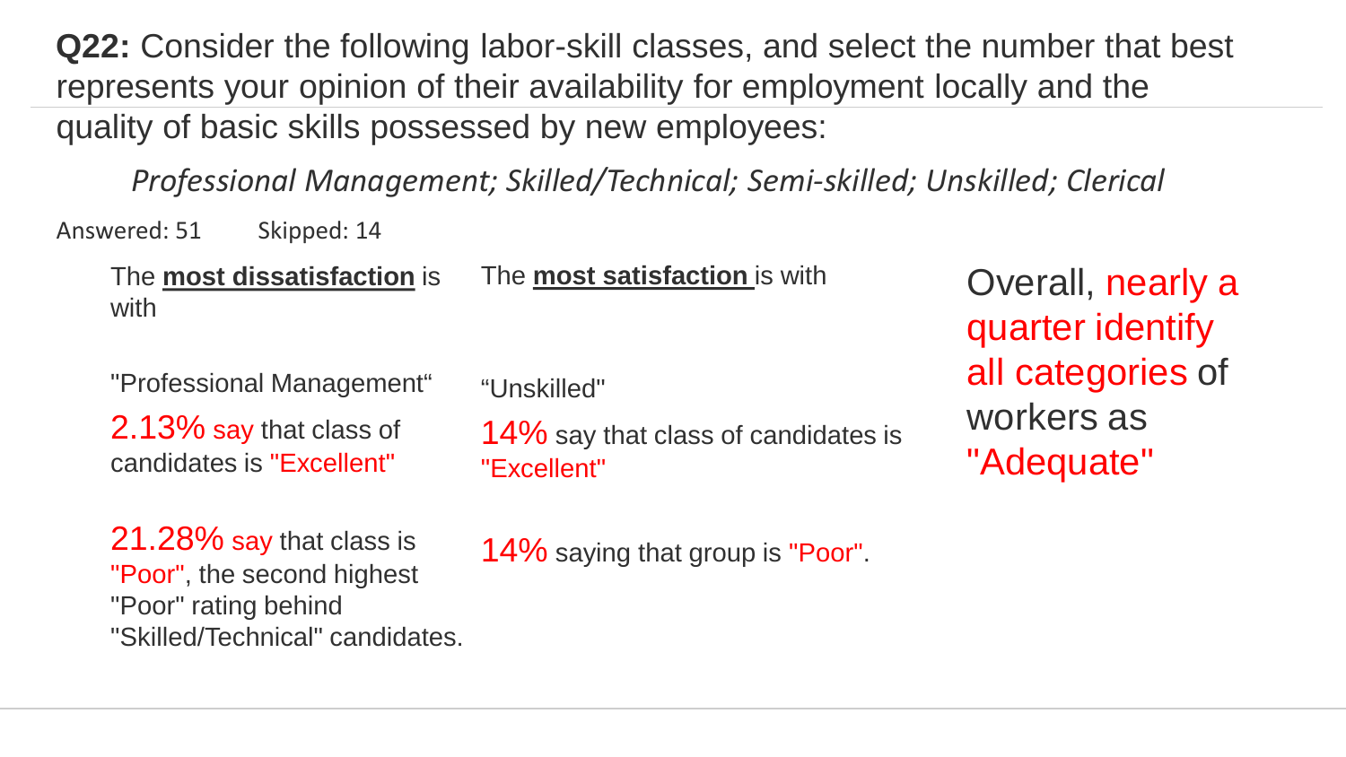**Q22:** Consider the following labor-skill classes, and select the number that best represents your opinion of their availability for employment locally and the quality of basic skills possessed by new employees:

*Professional Management; Skilled/Technical; Semi-skilled; Unskilled; Clerical*

Answered: 51 Skipped: 14

The **most dissatisfaction** is with

"Professional Management"

2.13% say that class of candidates is "Excellent"

21.28% say that class is "Poor", the second highest "Poor" rating behind "Skilled/Technical" candidates.

The **most satisfaction** is with

"Unskilled"

14% say that class of candidates is "Excellent"

14% saying that group is "Poor".

Overall, nearly a quarter identify all categories of workers as "Adequate"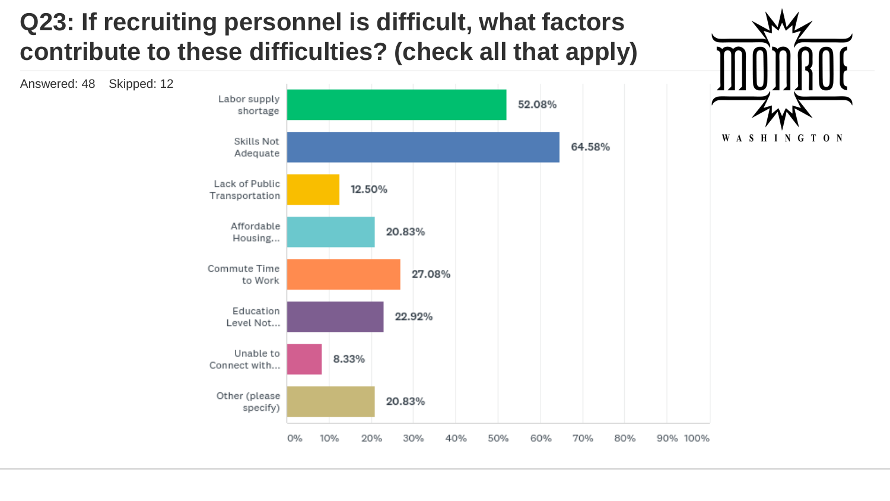# Q23: If recruiting personnel is difficult, what factors contribute to these difficulties? (check all that apply)

Answered: 48 Skipped: 12

| Factor | Percentage |
|---|---|
| Labor supply shortage | 52.08% |
| Skills Not Adequate | 64.58% |
| Lack of Public Transportation | 12.50% |
| Affordable Housing... | 20.83% |
| Commute Time to Work | 27.08% |
| Education Level Not... | 22.92% |
| Unable to Connect with... | 8.33% |
| Other (please specify) | 20.83% |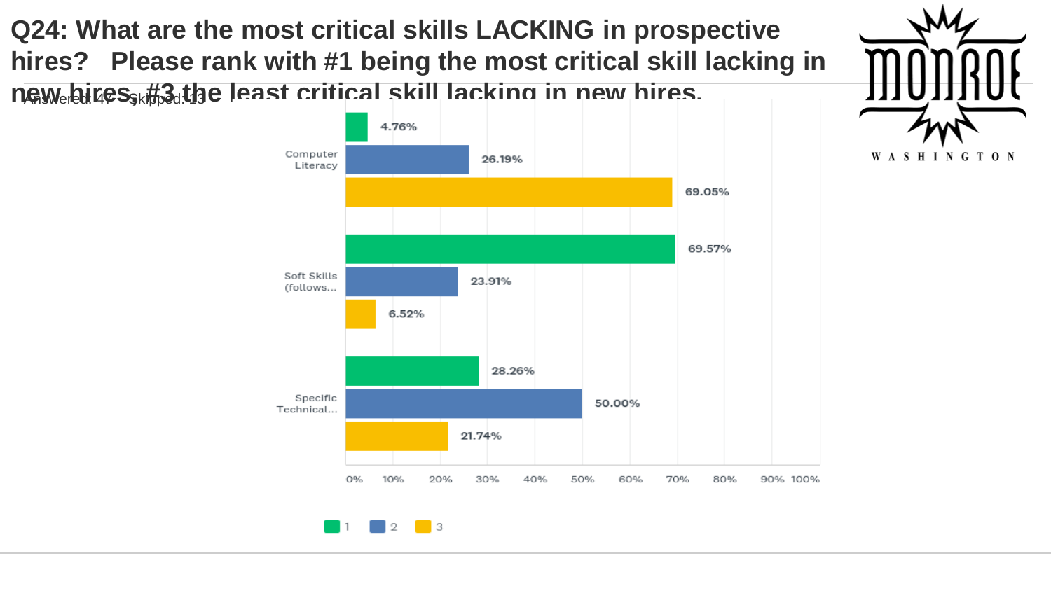# Q24: What are the most critical skills LACKING in prospective hires? Please rank with #1 being the most critical skill lacking in new hires, #3 the least critical skill lacking in new hires.

Answered: 47 Skipped: 13

| | 1 | 2 | 3 |
|---|---|---|---|
| Computer Literacy | 4.76% | 26.19% | 69.05% |
| Soft Skills (follows... | 69.57% | 23.91% | 6.52% |
| Specific Technical... | 28.26% | 50.00% | 21.74% |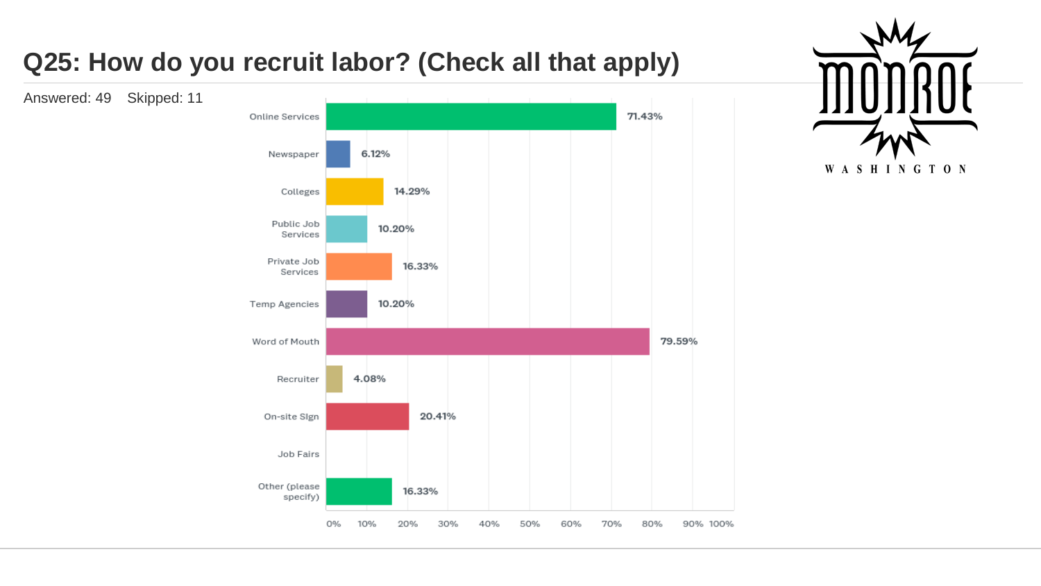# Q25: How do you recruit labor? (Check all that apply)

Answered: 49 Skipped: 11

| Response | Percentage |
|---|---|
| Online Services | 71.43% |
| Newspaper | 6.12% |
| Colleges | 14.29% |
| Public Job Services | 10.20% |
| Private Job Services | 16.33% |
| Temp Agencies | 10.20% |
| Word of Mouth | 79.59% |
| Recruiter | 4.08% |
| On-site Sign | 20.41% |
| Job Fairs | |
| Other (please specify) | 16.33% |

MONROE WASHINGTON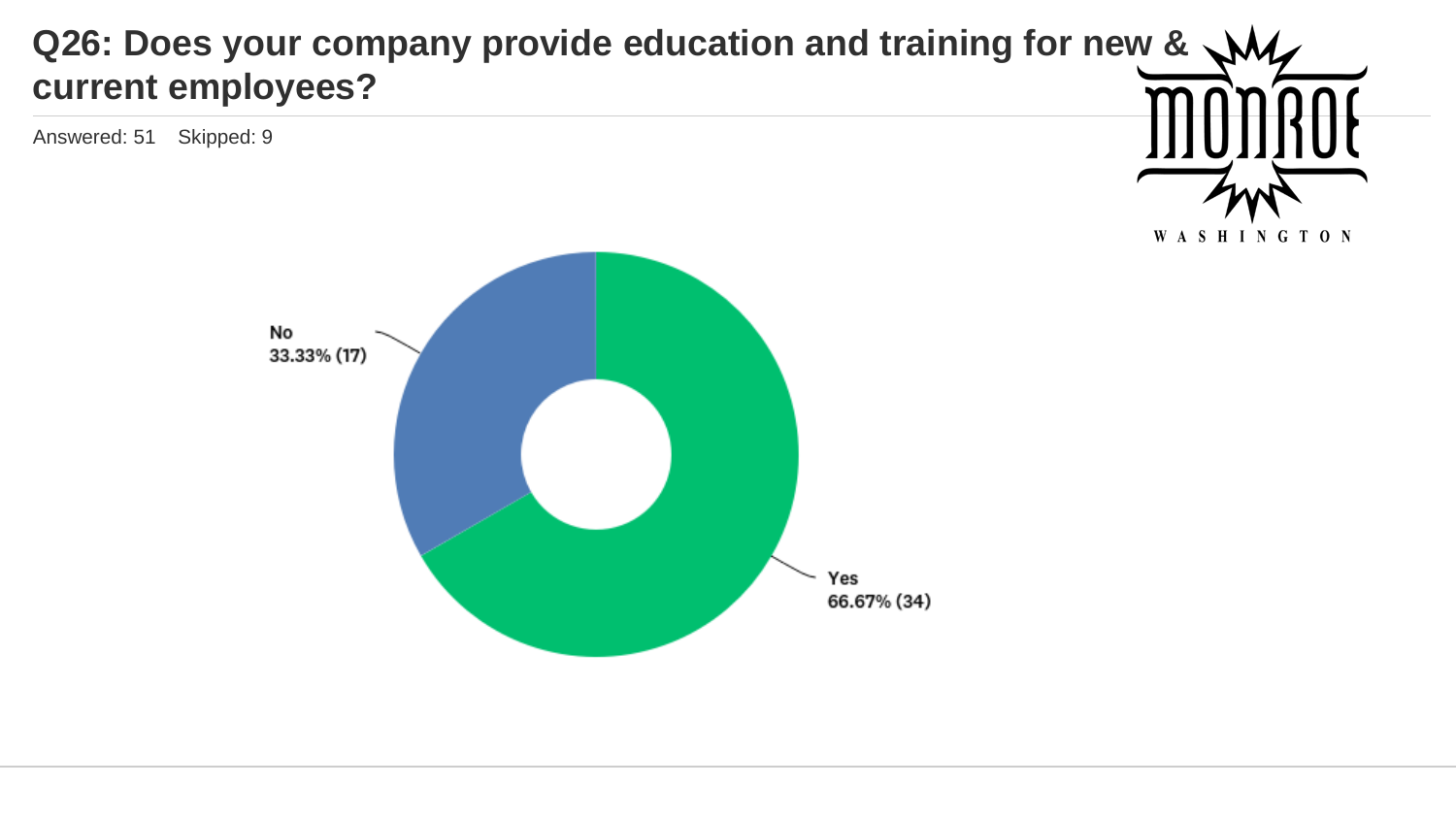# Q26: Does your company provide education and training for new & current employees?

Answered: 51 Skipped: 9

No
33.33% (17)

Yes
66.67% (34)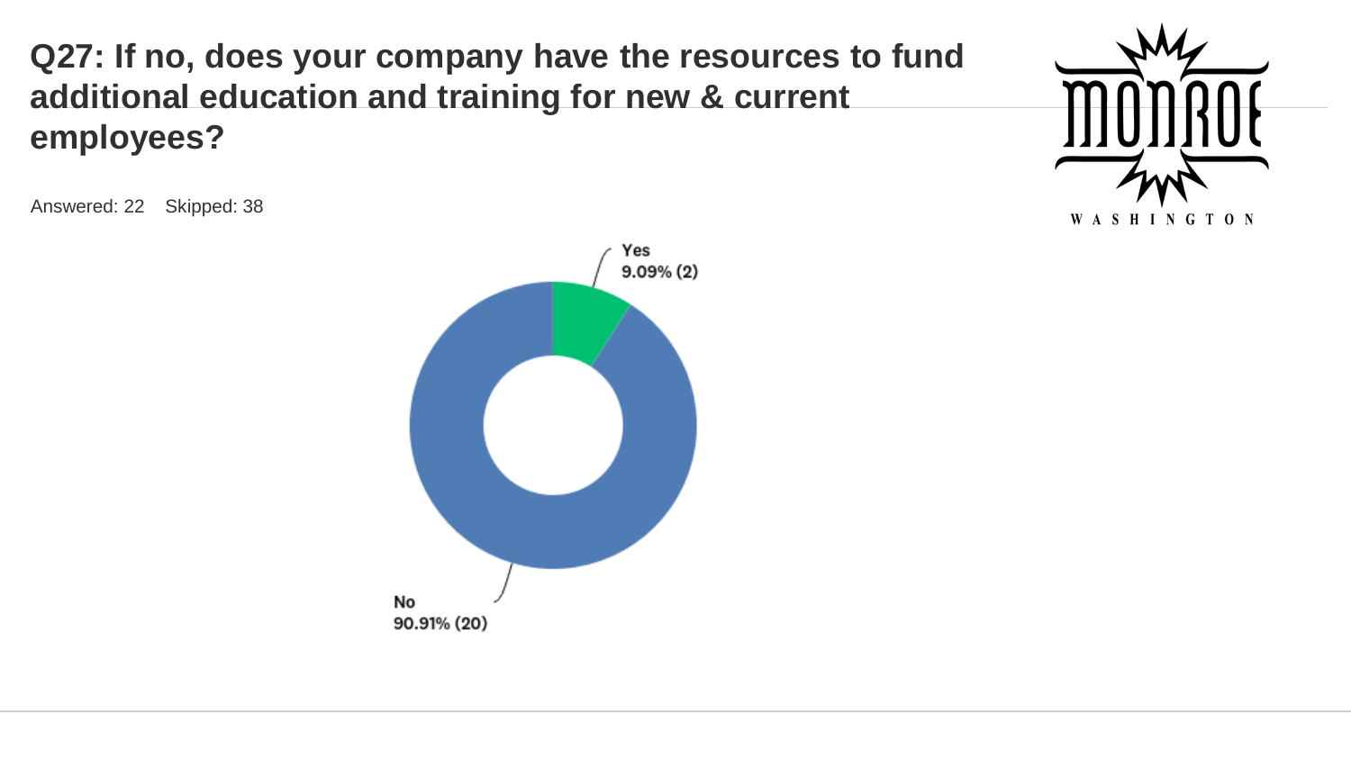# Q27: If no, does your company have the resources to fund additional education and training for new & current employees?

Answered: 22 Skipped: 38

Yes
9.09% (2)

No
90.91% (20)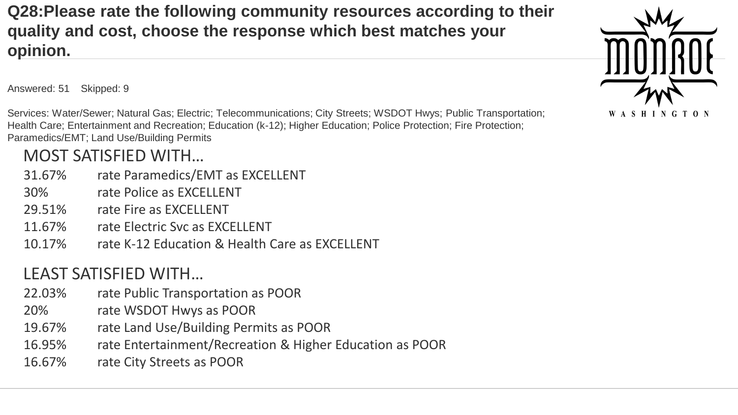# Q28:Please rate the following community resources according to their quality and cost, choose the response which best matches your opinion.

Answered: 51 Skipped: 9

Services: Water/Sewer; Natural Gas; Electric; Telecommunications; City Streets; WSDOT Hwys; Public Transportation; Health Care; Entertainment and Recreation; Education (k-12); Higher Education; Police Protection; Fire Protection; Paramedics/EMT; Land Use/Building Permits

## MOST SATISFIED WITH…

| | |
|---|---|
| 31.67% | rate Paramedics/EMT as EXCELLENT |
| 30% | rate Police as EXCELLENT |
| 29.51% | rate Fire as EXCELLENT |
| 11.67% | rate Electric Svc as EXCELLENT |
| 10.17% | rate K-12 Education & Health Care as EXCELLENT |

## LEAST SATISFIED WITH…

| | |
|---|---|
| 22.03% | rate Public Transportation as POOR |
| 20% | rate WSDOT Hwys as POOR |
| 19.67% | rate Land Use/Building Permits as POOR |
| 16.95% | rate Entertainment/Recreation & Higher Education as POOR |
| 16.67% | rate City Streets as POOR |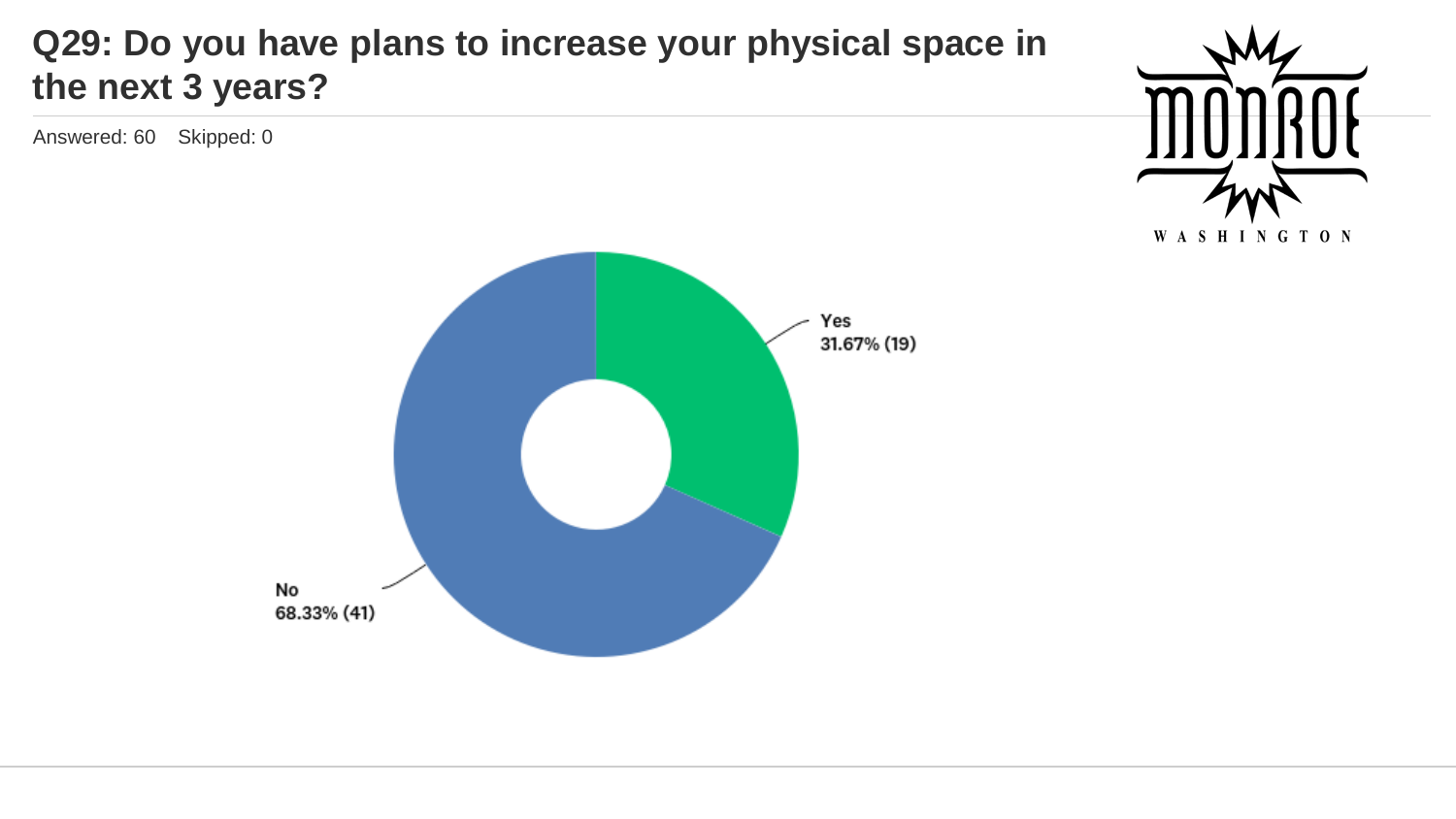# Q29: Do you have plans to increase your physical space in the next 3 years?

Answered: 60 Skipped: 0

Yes
31.67% (19)

No
68.33% (41)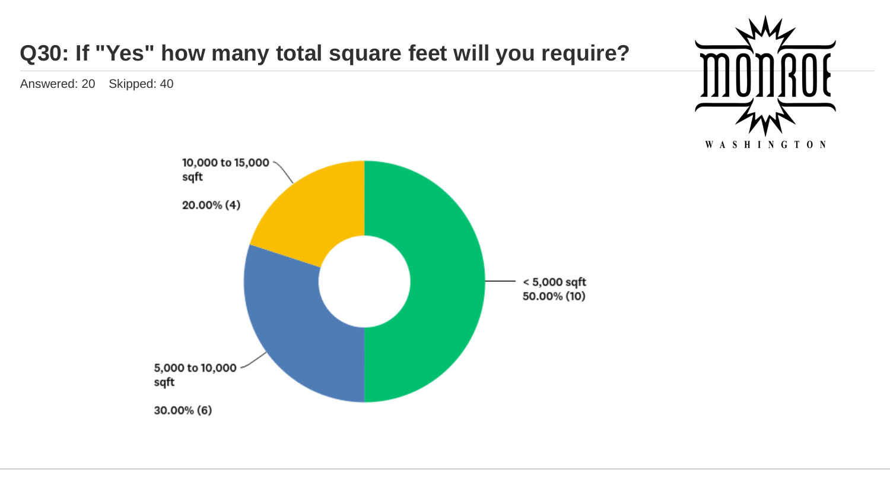# Q30: If "Yes" how many total square feet will you require?

Answered: 20 Skipped: 40

| Response | Percentage | Count |
|---|---|---|
| < 5,000 sqft | 50.00% | 10 |
| 5,000 to 10,000 sqft | 30.00% | 6 |
| 10,000 to 15,000 sqft | 20.00% | 4 |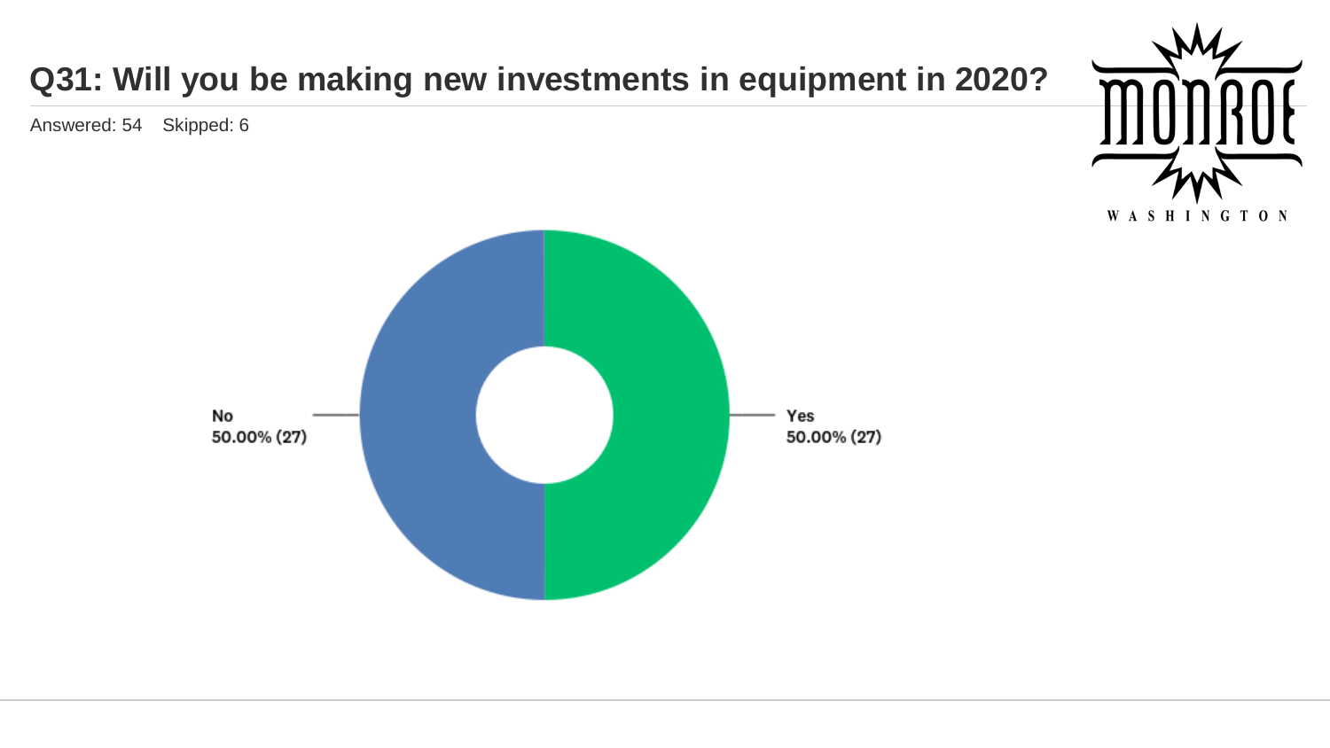# Q31: Will you be making new investments in equipment in 2020?

Answered: 54 Skipped: 6

No
50.00% (27)

Yes
50.00% (27)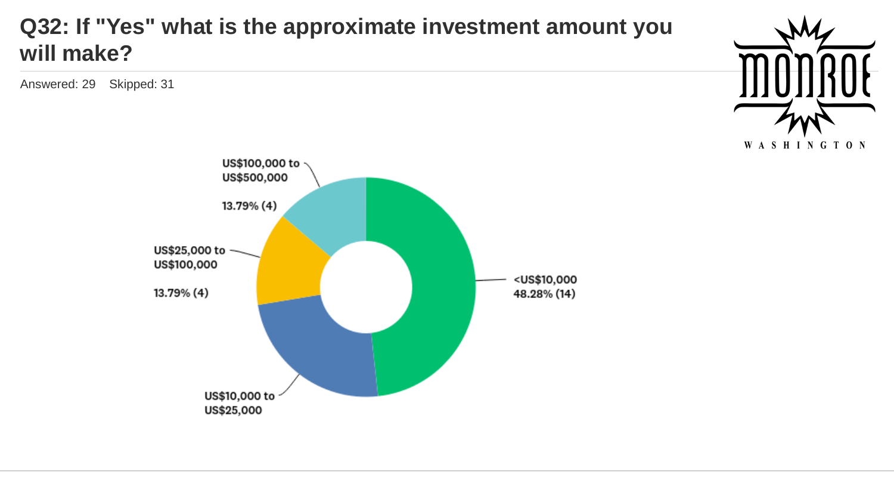# Q32: If "Yes" what is the approximate investment amount you will make?

Answered: 29 Skipped: 31

US$100,000 to US$500,000

13.79% (4)

US$25,000 to US$100,000

13.79% (4)

<US$10,000
48.28% (14)

US$10,000 to US$25,000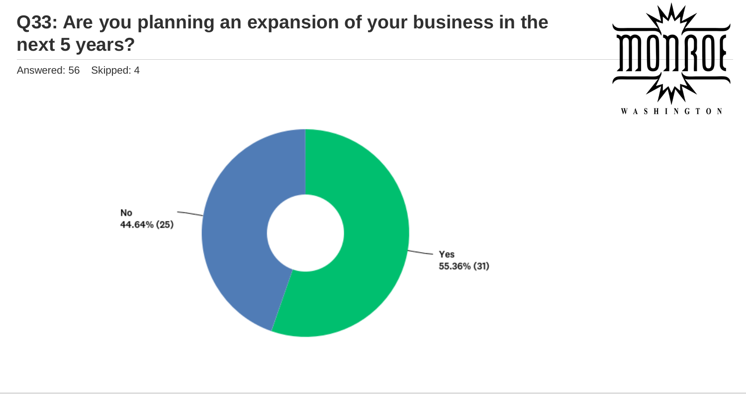# Q33: Are you planning an expansion of your business in the next 5 years?

Answered: 56 Skipped: 4

No
44.64% (25)

Yes
55.36% (31)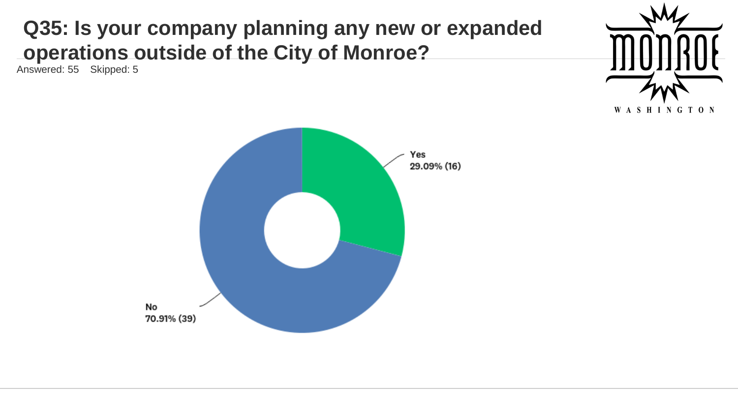# Q35: Is your company planning any new or expanded operations outside of the City of Monroe?

Answered: 55 Skipped: 5

Yes
29.09% (16)

No
70.91% (39)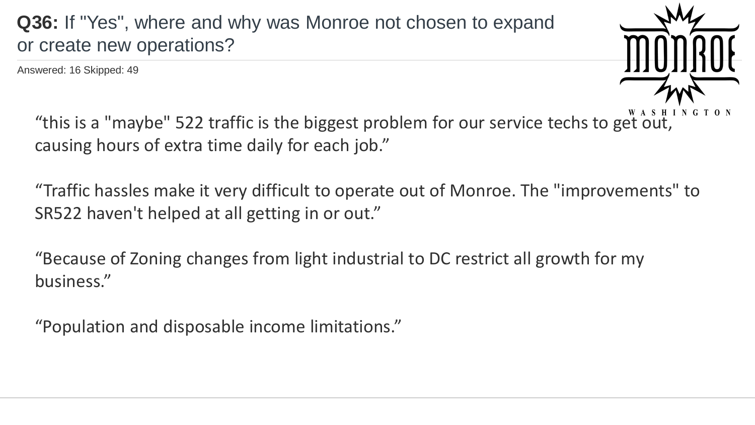**Q36:** If "Yes", where and why was Monroe not chosen to expand or create new operations?

Answered: 16 Skipped: 49

“this is a "maybe" 522 traffic is the biggest problem for our service techs to get out, causing hours of extra time daily for each job.”

“Traffic hassles make it very difficult to operate out of Monroe. The "improvements" to SR522 haven't helped at all getting in or out.”

“Because of Zoning changes from light industrial to DC restrict all growth for my business.”

“Population and disposable income limitations.”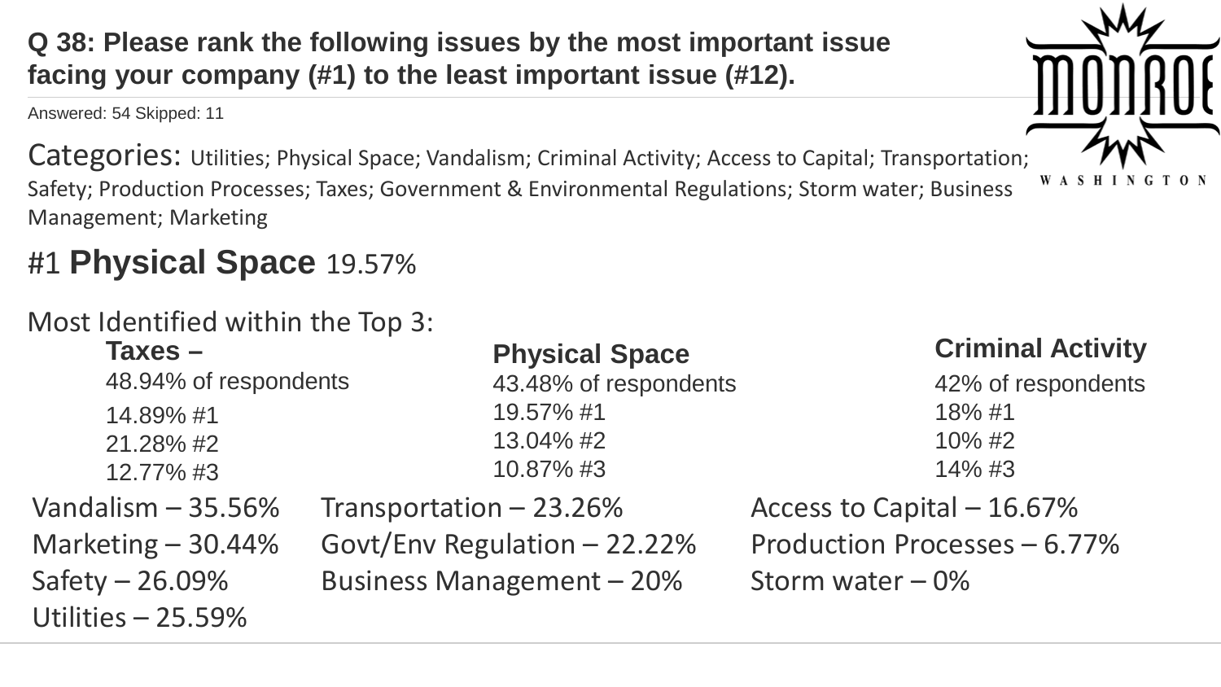## Q 38: Please rank the following issues by the most important issue facing your company (#1) to the least important issue (#12).

Answered: 54 Skipped: 11

Categories: Utilities; Physical Space; Vandalism; Criminal Activity; Access to Capital; Transportation; Safety; Production Processes; Taxes; Government & Environmental Regulations; Storm water; Business Management; Marketing

# #1 **Physical Space** 19.57%

Most Identified within the Top 3:

**Taxes –**
48.94% of respondents
14.89% #1
21.28% #2
12.77% #3

**Physical Space**
43.48% of respondents
19.57% #1
13.04% #2
10.87% #3

**Criminal Activity**
42% of respondents
18% #1
10% #2
14% #3

Vandalism – 35.56%
Marketing – 30.44%
Safety – 26.09%
Utilities – 25.59%

Transportation – 23.26%
Govt/Env Regulation – 22.22%
Business Management – 20%

Access to Capital – 16.67%
Production Processes – 6.77%
Storm water – 0%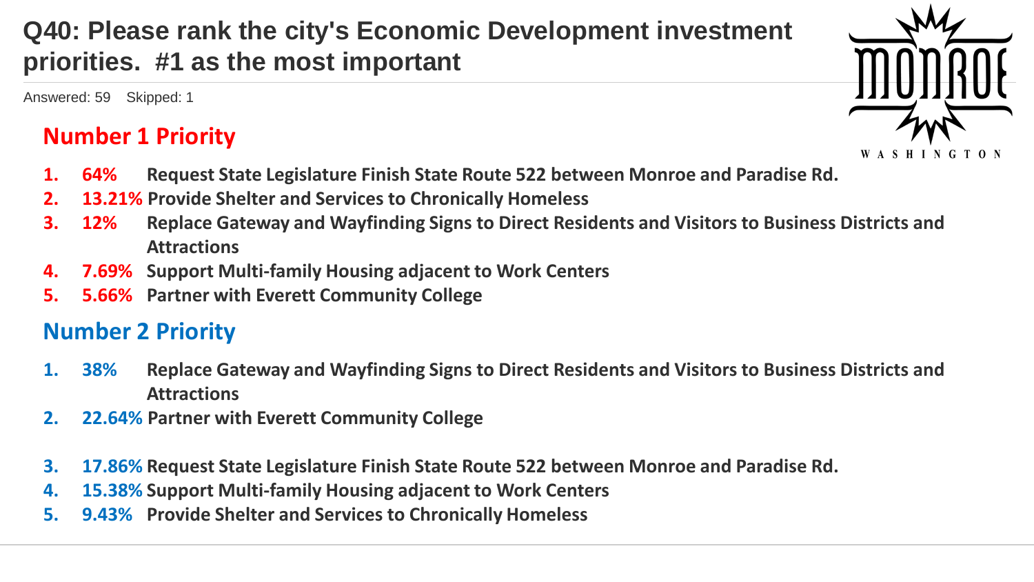# Q40: Please rank the city's Economic Development investment priorities. #1 as the most important

Answered: 59 Skipped: 1

## Number 1 Priority

1. **64%** Request State Legislature Finish State Route 522 between Monroe and Paradise Rd.
2. **13.21%** Provide Shelter and Services to Chronically Homeless
3. **12%** Replace Gateway and Wayfinding Signs to Direct Residents and Visitors to Business Districts and Attractions
4. **7.69%** Support Multi-family Housing adjacent to Work Centers
5. **5.66%** Partner with Everett Community College

## Number 2 Priority

1. **38%** Replace Gateway and Wayfinding Signs to Direct Residents and Visitors to Business Districts and Attractions
2. **22.64%** Partner with Everett Community College
3. **17.86%** Request State Legislature Finish State Route 522 between Monroe and Paradise Rd.
4. **15.38%** Support Multi-family Housing adjacent to Work Centers
5. **9.43%** Provide Shelter and Services to Chronically Homeless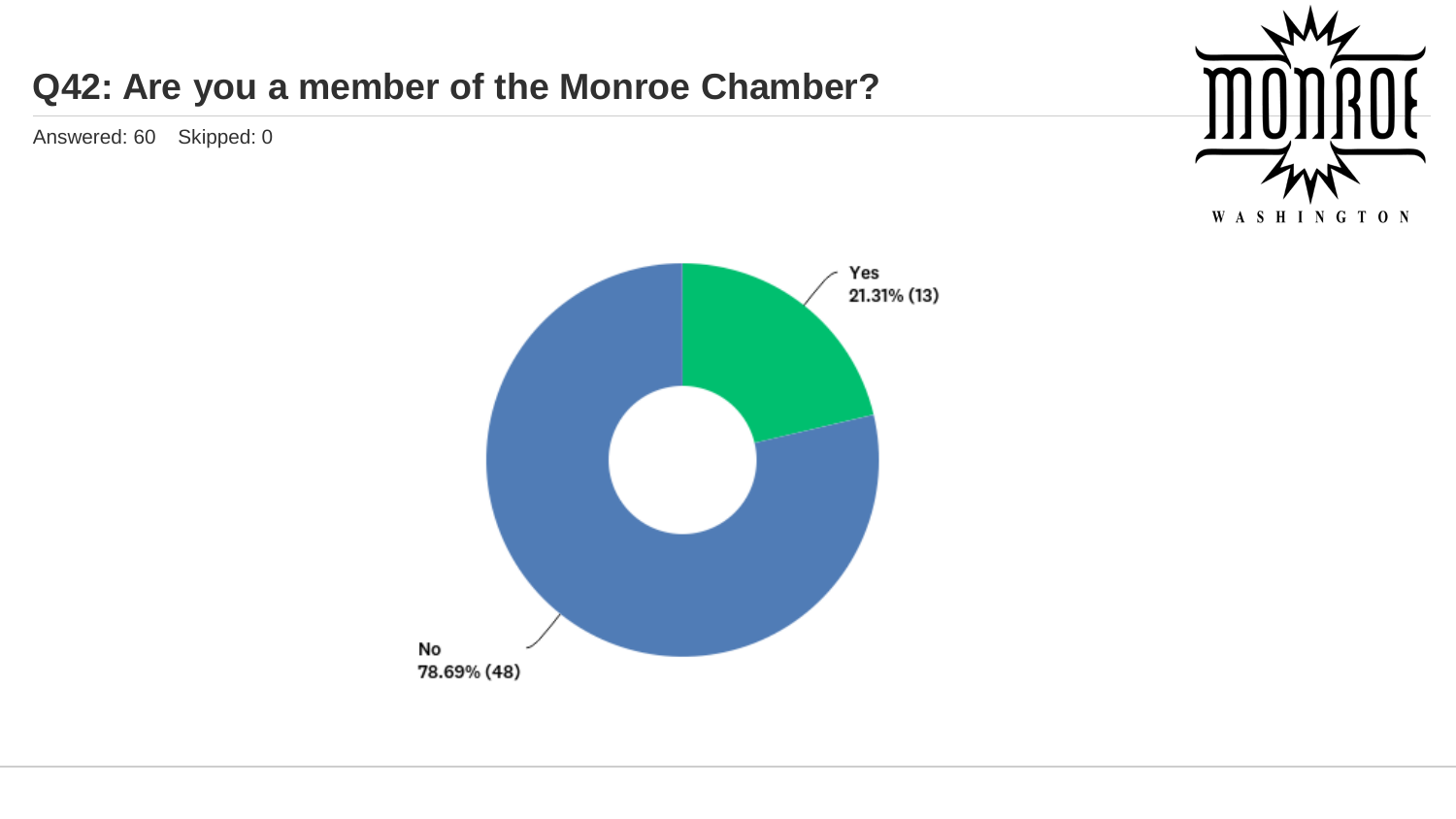## Q42: Are you a member of the Monroe Chamber?

Answered: 60    Skipped: 0

Yes
21.31% (13)

No
78.69% (48)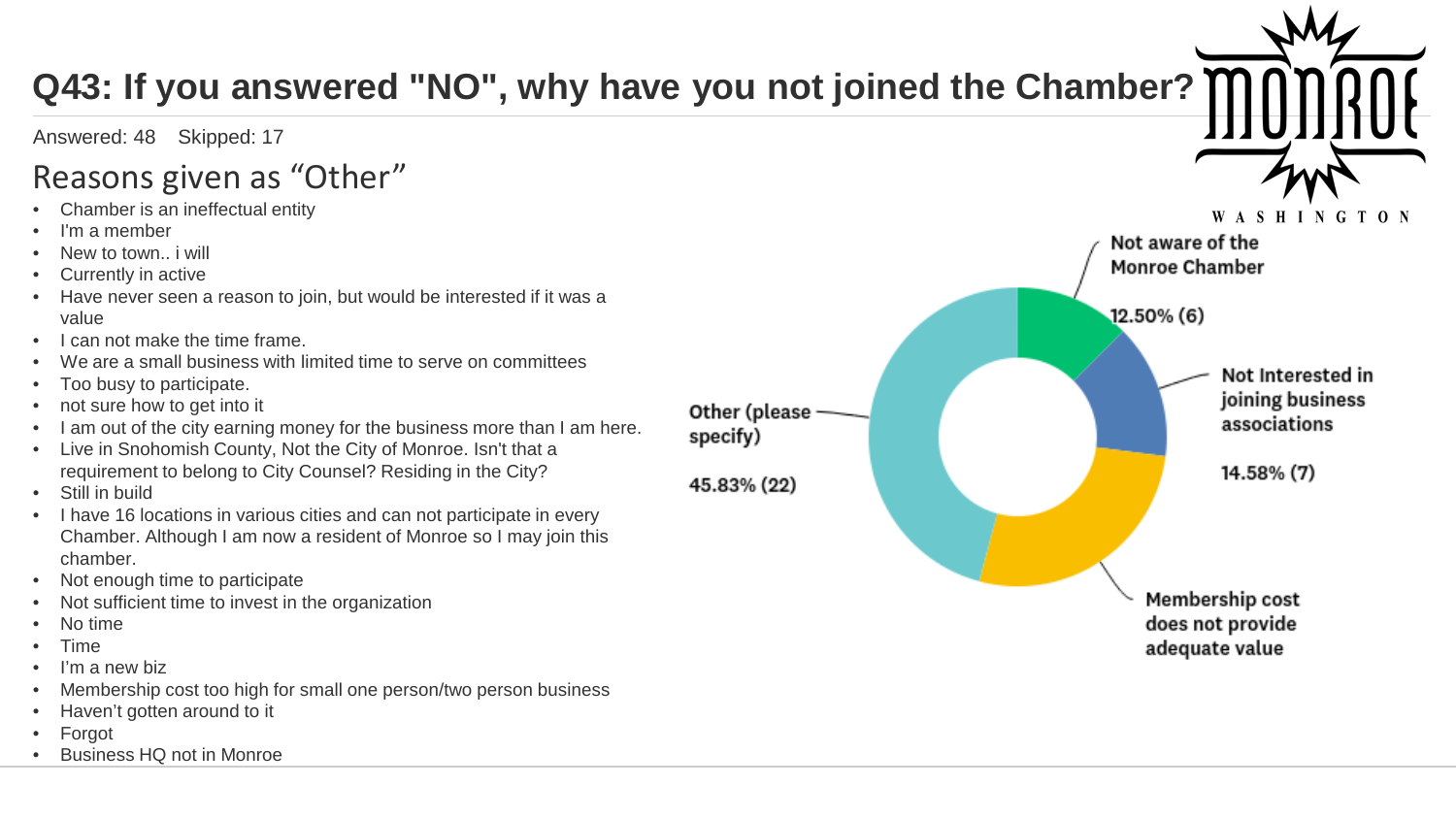# Q43: If you answered "NO", why have you not joined the Chamber?

Answered: 48 Skipped: 17

## Reasons given as "Other"

- Chamber is an ineffectual entity
- I'm a member
- New to town.. i will
- Currently in active
- Have never seen a reason to join, but would be interested if it was a value
- I can not make the time frame.
- We are a small business with limited time to serve on committees
- Too busy to participate.
- not sure how to get into it
- I am out of the city earning money for the business more than I am here.
- Live in Snohomish County, Not the City of Monroe. Isn't that a requirement to belong to City Counsel? Residing in the City?
- Still in build
- I have 16 locations in various cities and can not participate in every Chamber. Although I am now a resident of Monroe so I may join this chamber.
- Not enough time to participate
- Not sufficient time to invest in the organization
- No time
- Time
- I'm a new biz
- Membership cost too high for small one person/two person business
- Haven't gotten around to it
- Forgot
- Business HQ not in Monroe

Not aware of the Monroe Chamber 12.50% (6)

Not Interested in joining business associations 14.58% (7)

Membership cost does not provide adequate value

Other (please specify) 45.83% (22)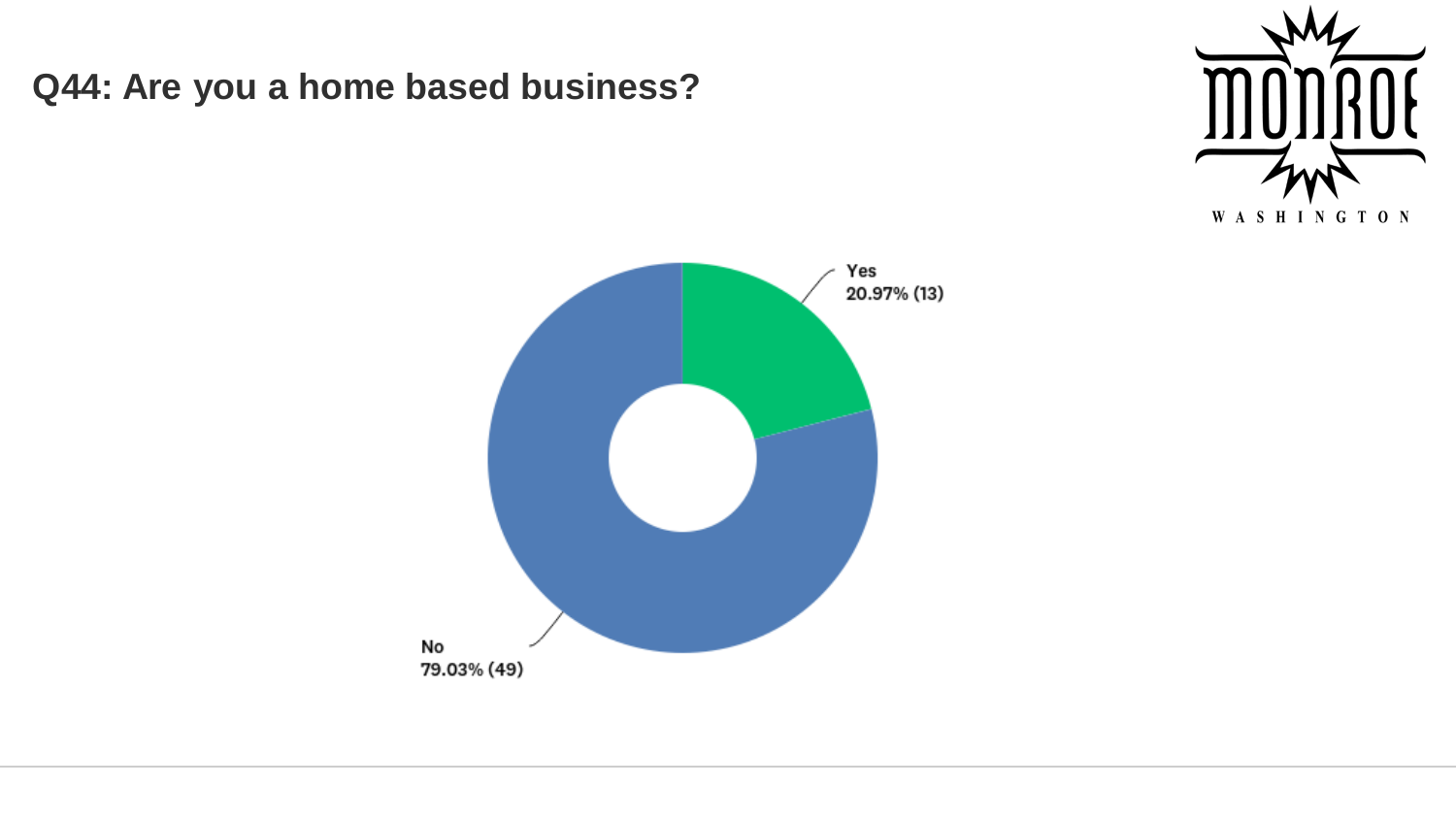## Q44: Are you a home based business?

Yes
20.97% (13)

No
79.03% (49)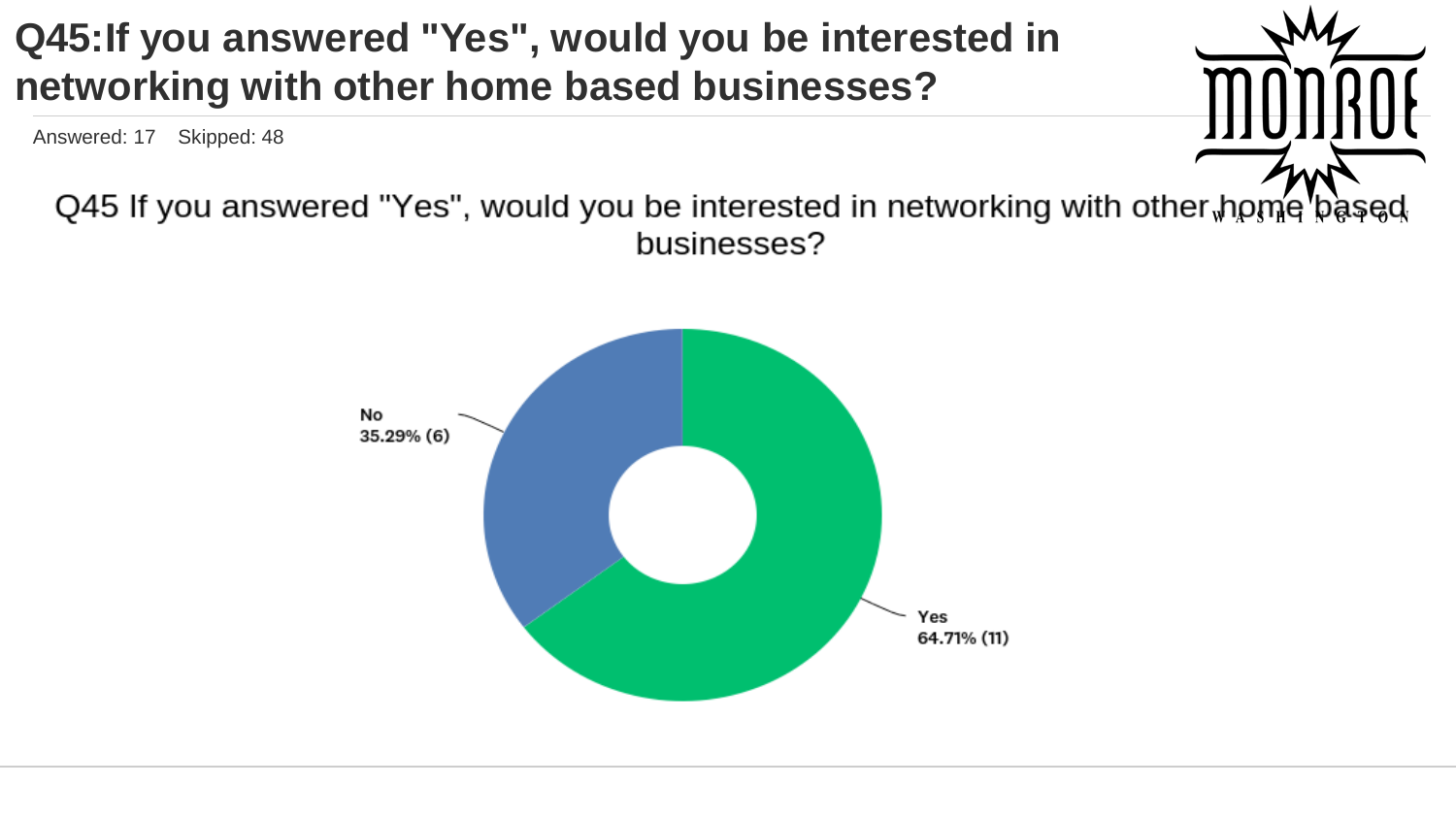# Q45: If you answered "Yes", would you be interested in networking with other home based businesses?

Answered: 17 Skipped: 48

Q45 If you answered "Yes", would you be interested in networking with other home based businesses?

| Answer | Percentage | Count |
| --- | --- | --- |
| No | 35.29% | 6 |
| Yes | 64.71% | 11 |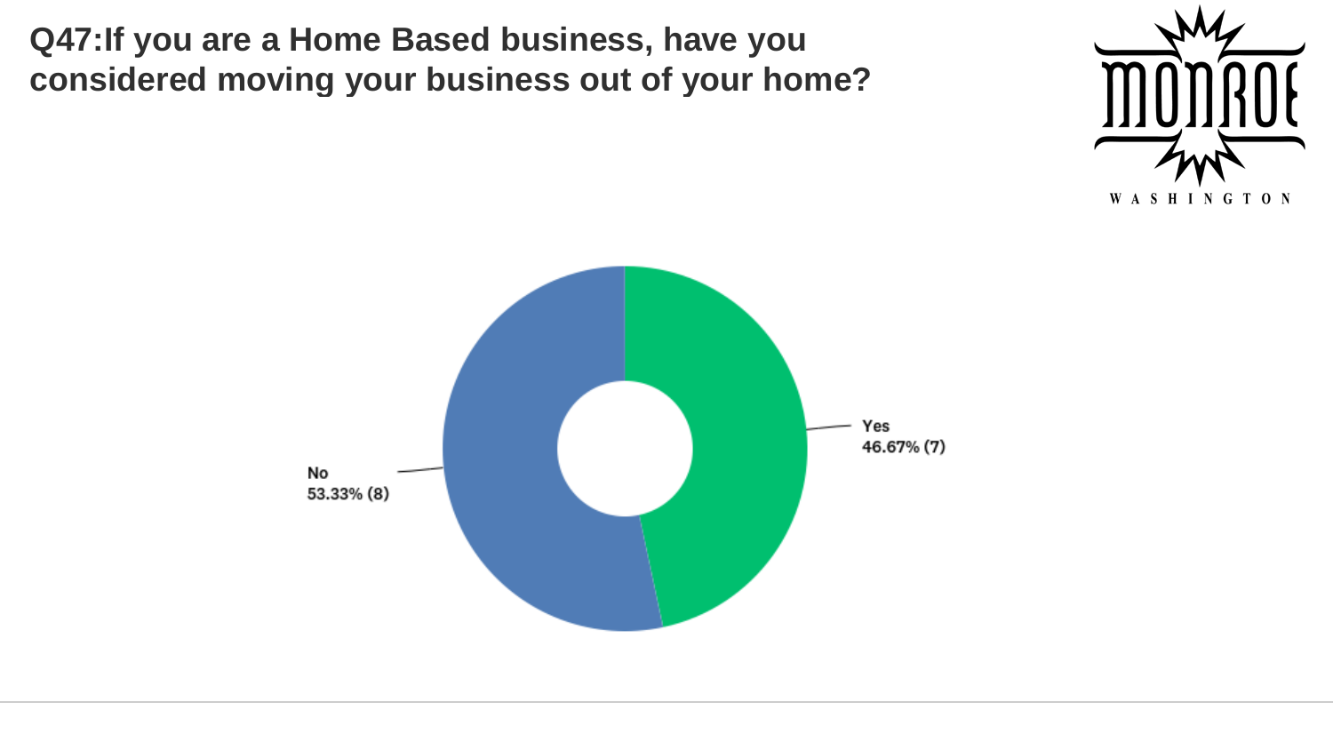# Q47:If you are a Home Based business, have you considered moving your business out of your home?

MONROE WASHINGTON

| Response | Percentage | Count |
| --- | --- | --- |
| Yes | 46.67% | 7 |
| No | 53.33% | 8 |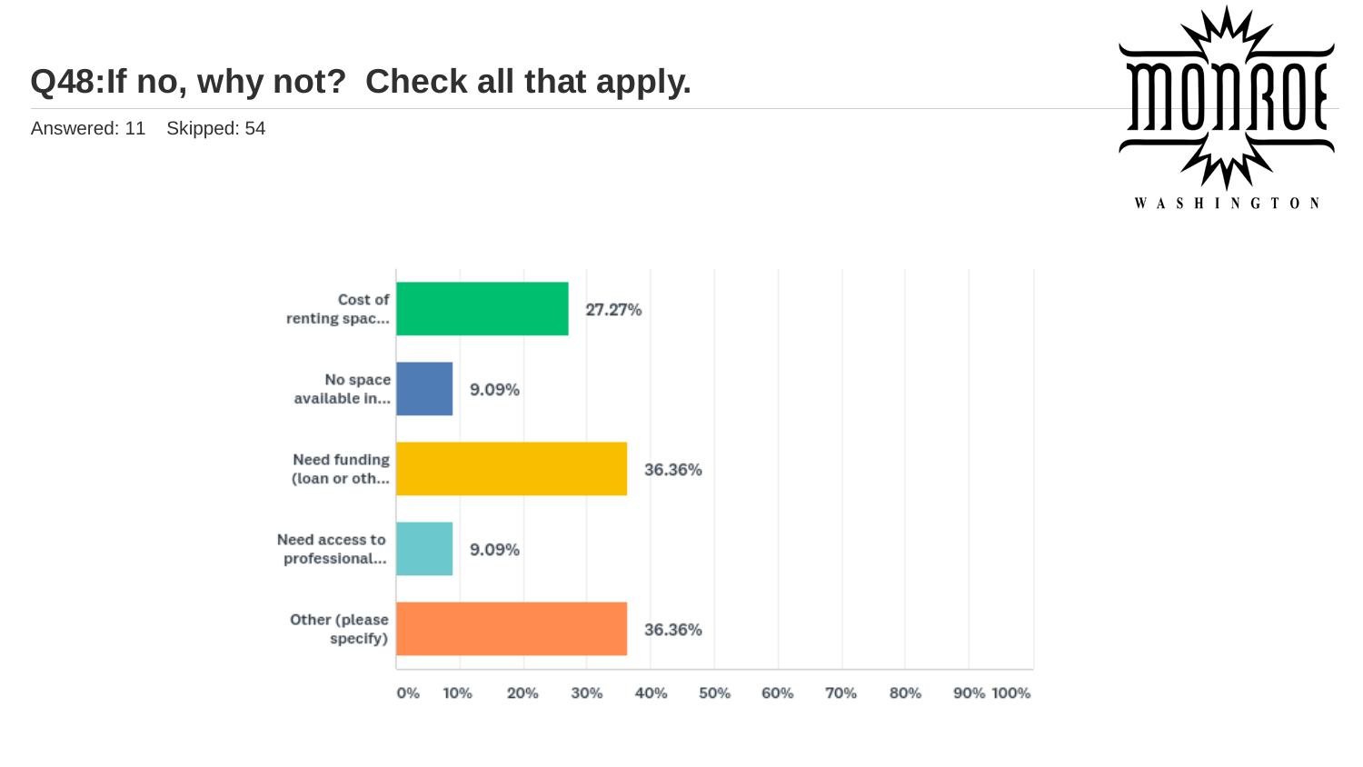## Q48:If no, why not? Check all that apply.

Answered: 11 Skipped: 54

| Answer | Percentage |
| --- | --- |
| Cost of renting spac... | 27.27% |
| No space available in... | 9.09% |
| Need funding (loan or oth... | 36.36% |
| Need access to professional... | 9.09% |
| Other (please specify) | 36.36% |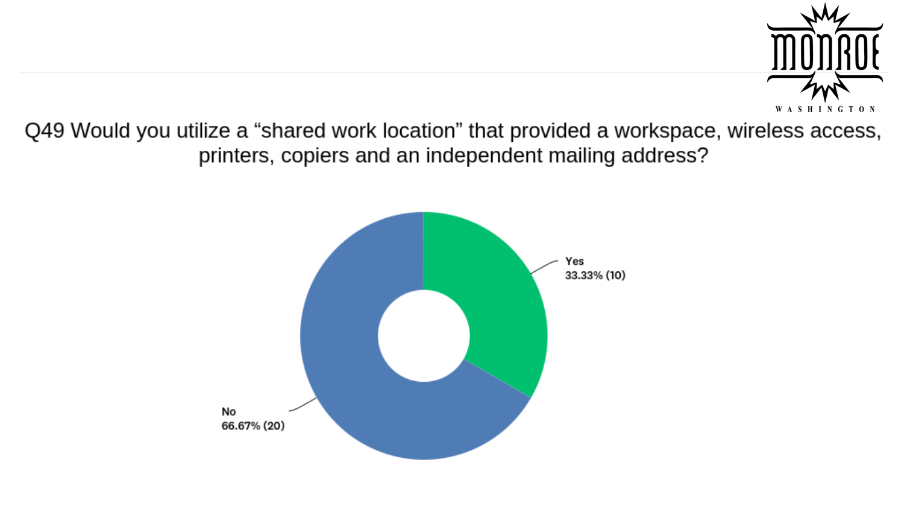## Q49 Would you utilize a "shared work location" that provided a workspace, wireless access, printers, copiers and an independent mailing address?

Yes
33.33% (10)

No
66.67% (20)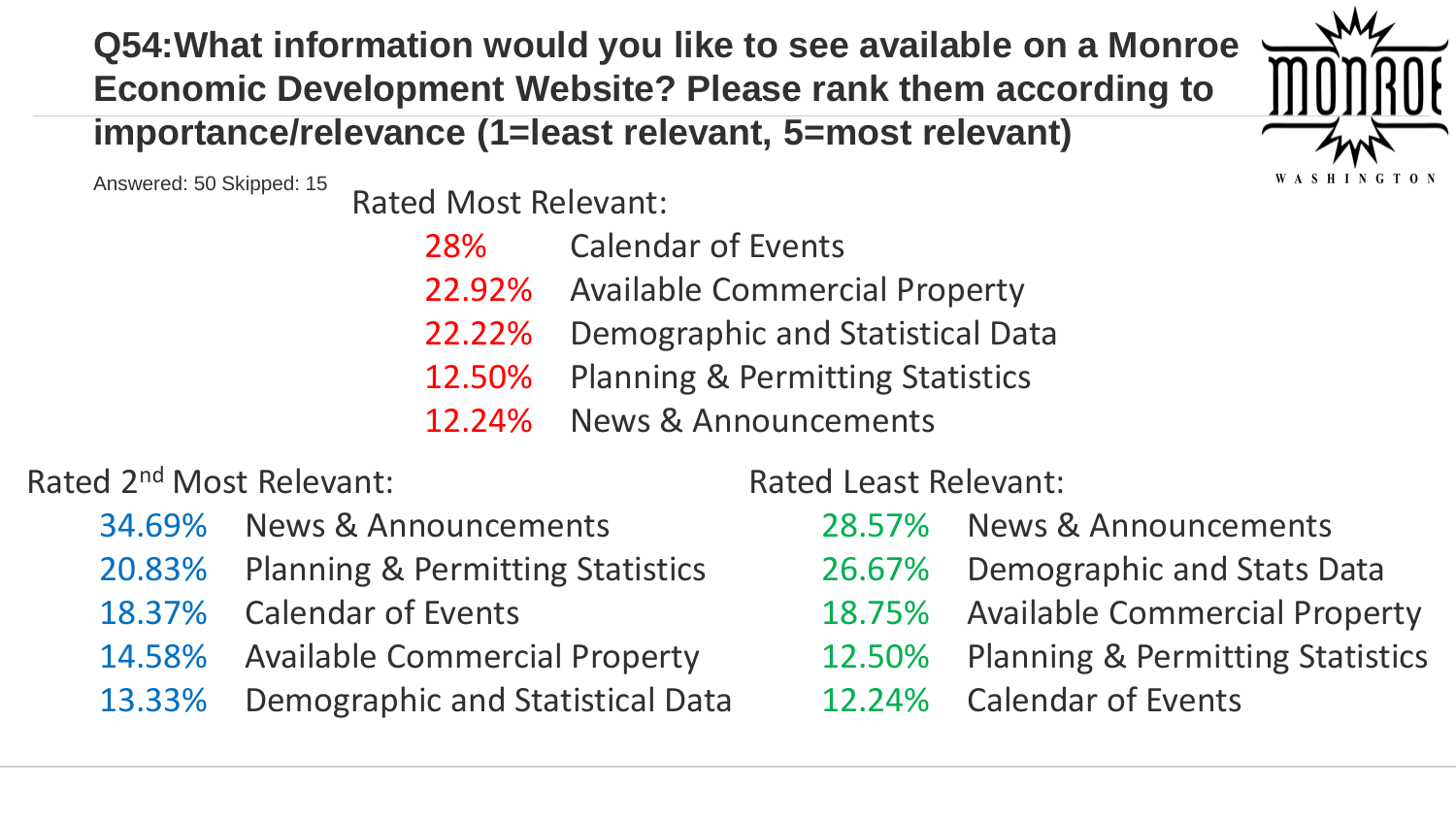## Q54:What information would you like to see available on a Monroe Economic Development Website? Please rank them according to importance/relevance (1=least relevant, 5=most relevant)

Answered: 50 Skipped: 15

Rated Most Relevant:

| | |
|---|---|
| 28% | Calendar of Events |
| 22.92% | Available Commercial Property |
| 22.22% | Demographic and Statistical Data |
| 12.50% | Planning & Permitting Statistics |
| 12.24% | News & Announcements |

Rated 2nd Most Relevant:

| | |
|---|---|
| 34.69% | News & Announcements |
| 20.83% | Planning & Permitting Statistics |
| 18.37% | Calendar of Events |
| 14.58% | Available Commercial Property |
| 13.33% | Demographic and Statistical Data |

Rated Least Relevant:

| | |
|---|---|
| 28.57% | News & Announcements |
| 26.67% | Demographic and Stats Data |
| 18.75% | Available Commercial Property |
| 12.50% | Planning & Permitting Statistics |
| 12.24% | Calendar of Events |